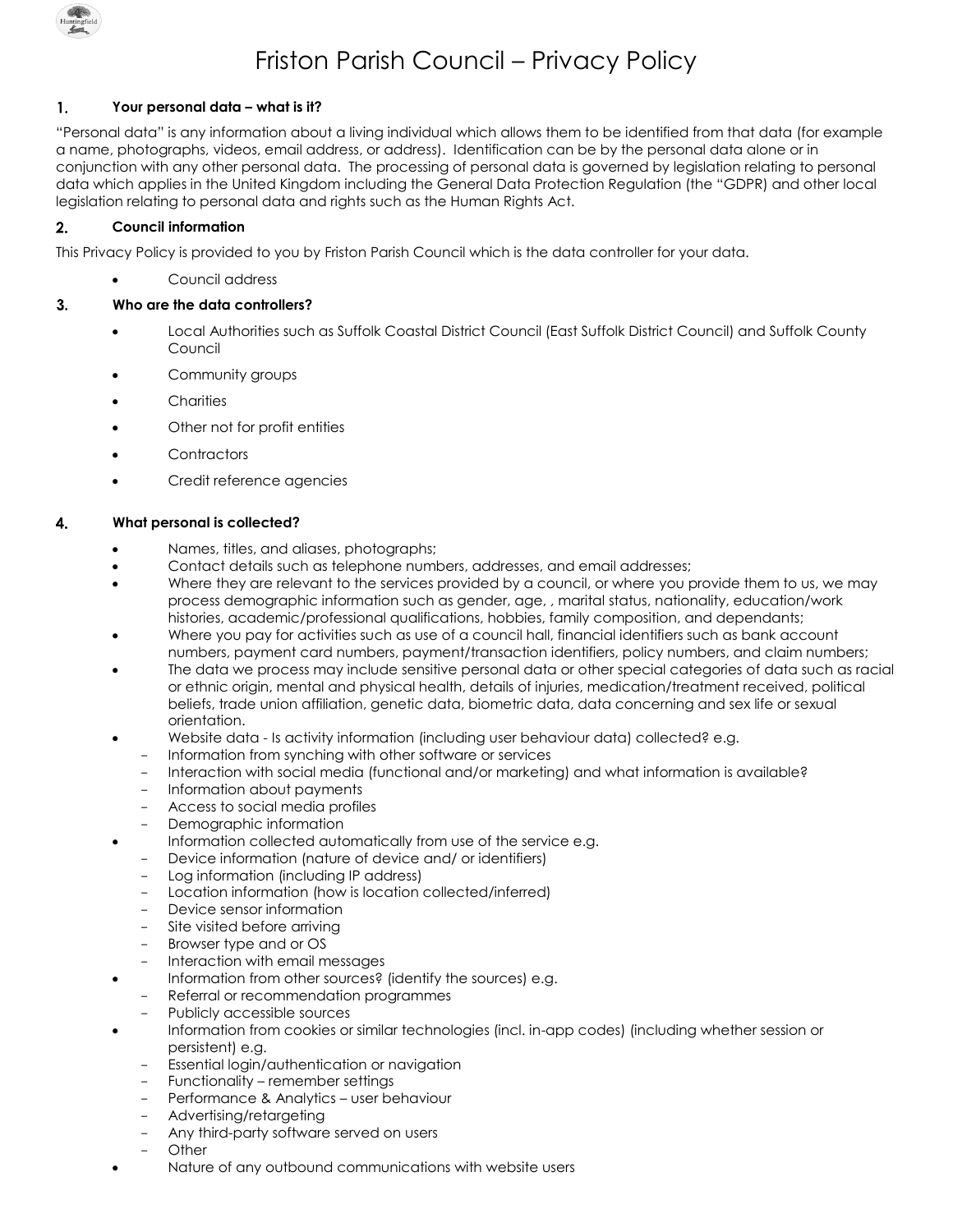# Friston Parish Council – Privacy Policy

## 1. Your personal data – what is it?

"Personal data" is any information about a living individual which allows them to be identified from that data (for example a name, photographs, videos, email address, or address). Identification can be by the personal data alone or in conjunction with any other personal data. The processing of personal data is governed by legislation relating to personal data which applies in the United Kingdom including the General Data Protection Regulation (the "GDPR) and other local legislation relating to personal data and rights such as the Human Rights Act.

## 2. Council information

This Privacy Policy is provided to you by Friston Parish Council which is the data controller for your data.

- Council address

## 3. Who are the data controllers?

- Local Authorities such as Suffolk Coastal District Council (East Suffolk District Council) and Suffolk County Council
- Community groups
- Charities
- Other not for profit entities
- Contractors
- Credit reference agencies

## 4. What personal is collected?

- Names, titles, and aliases, photographs;
- Contact details such as telephone numbers, addresses, and email addresses;
- Where they are relevant to the services provided by a council, or where you provide them to us, we may process demographic information such as gender, age, , marital status, nationality, education/work histories, academic/professional qualifications, hobbies, family composition, and dependants;
- Where you pay for activities such as use of a council hall, financial identifiers such as bank account numbers, payment card numbers, payment/transaction identifiers, policy numbers, and claim numbers;
- The data we process may include sensitive personal data or other special categories of data such as racial or ethnic origin, mental and physical health, details of injuries, medication/treatment received, political beliefs, trade union affiliation, genetic data, biometric data, data concerning and sex life or sexual orientation.
- Website data - Is activity information (including user behaviour data) collected? e.g.
  - Information from synching with other software or services
  - Interaction with social media (functional and/or marketing) and what information is available?
  - Information about payments
  - Access to social media profiles
  - Demographic information
- Information collected automatically from use of the service e.g.
  - Device information (nature of device and/ or identifiers)
  - Log information (including IP address)
  - Location information (how is location collected/inferred)
  - Device sensor information
  - Site visited before arriving
  - Browser type and or OS
  - Interaction with email messages
- Information from other sources? (identify the sources) e.g.
  - Referral or recommendation programmes
  - Publicly accessible sources
- Information from cookies or similar technologies (incl. in-app codes) (including whether session or persistent) e.g.
  - Essential login/authentication or navigation
  - Functionality – remember settings
  - Performance & Analytics – user behaviour
  - Advertising/retargeting
  - Any third-party software served on users
  - Other
- Nature of any outbound communications with website users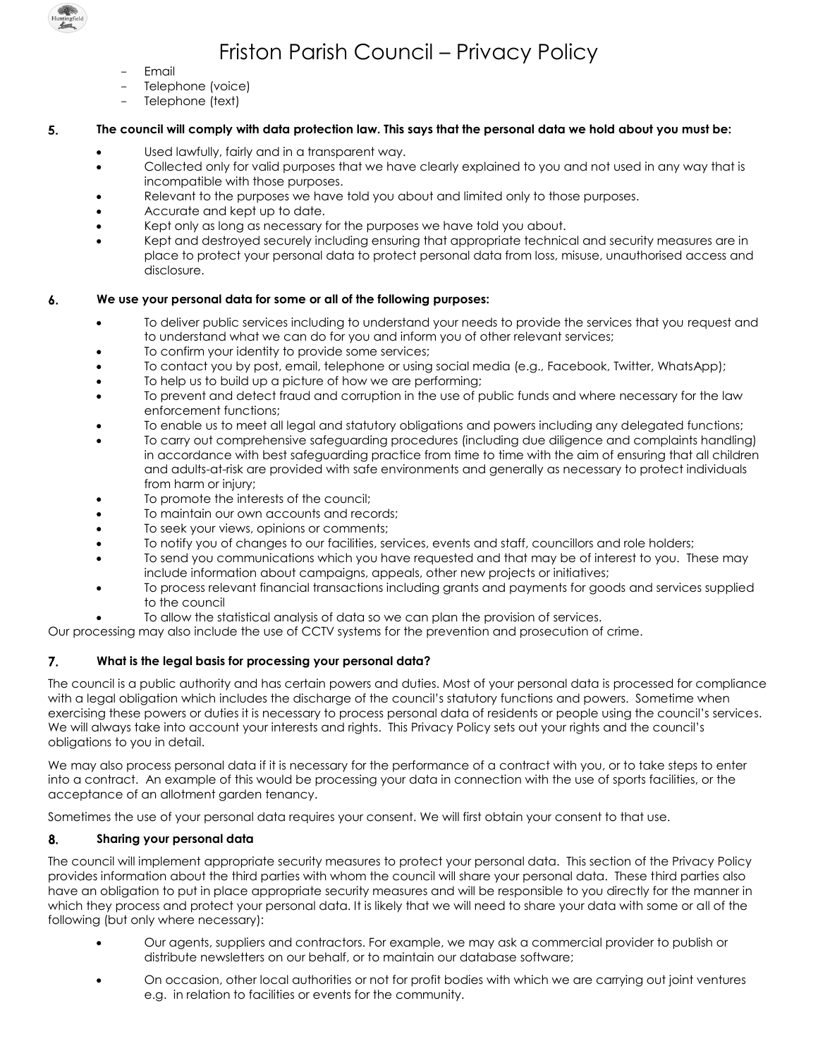- Email
- Telephone (voice)
- Telephone (text)

## 5. The council will comply with data protection law. This says that the personal data we hold about you must be:

- Used lawfully, fairly and in a transparent way.
- Collected only for valid purposes that we have clearly explained to you and not used in any way that is incompatible with those purposes.
- Relevant to the purposes we have told you about and limited only to those purposes.
- Accurate and kept up to date.
- Kept only as long as necessary for the purposes we have told you about.
- Kept and destroyed securely including ensuring that appropriate technical and security measures are in place to protect your personal data to protect personal data from loss, misuse, unauthorised access and disclosure.

## 6. We use your personal data for some or all of the following purposes:

- To deliver public services including to understand your needs to provide the services that you request and to understand what we can do for you and inform you of other relevant services;
- To confirm your identity to provide some services;
- To contact you by post, email, telephone or using social media (e.g., Facebook, Twitter, WhatsApp);
- To help us to build up a picture of how we are performing;
- To prevent and detect fraud and corruption in the use of public funds and where necessary for the law enforcement functions;
- To enable us to meet all legal and statutory obligations and powers including any delegated functions;
- To carry out comprehensive safeguarding procedures (including due diligence and complaints handling) in accordance with best safeguarding practice from time to time with the aim of ensuring that all children and adults-at-risk are provided with safe environments and generally as necessary to protect individuals from harm or injury;
- To promote the interests of the council;
- To maintain our own accounts and records;
- To seek your views, opinions or comments;
- To notify you of changes to our facilities, services, events and staff, councillors and role holders;
- To send you communications which you have requested and that may be of interest to you. These may include information about campaigns, appeals, other new projects or initiatives;
- To process relevant financial transactions including grants and payments for goods and services supplied to the council
- To allow the statistical analysis of data so we can plan the provision of services.

Our processing may also include the use of CCTV systems for the prevention and prosecution of crime.

## 7. What is the legal basis for processing your personal data?

The council is a public authority and has certain powers and duties. Most of your personal data is processed for compliance with a legal obligation which includes the discharge of the council's statutory functions and powers. Sometime when exercising these powers or duties it is necessary to process personal data of residents or people using the council's services. We will always take into account your interests and rights. This Privacy Policy sets out your rights and the council's obligations to you in detail.

We may also process personal data if it is necessary for the performance of a contract with you, or to take steps to enter into a contract. An example of this would be processing your data in connection with the use of sports facilities, or the acceptance of an allotment garden tenancy.

Sometimes the use of your personal data requires your consent. We will first obtain your consent to that use.

## 8. Sharing your personal data

The council will implement appropriate security measures to protect your personal data. This section of the Privacy Policy provides information about the third parties with whom the council will share your personal data. These third parties also have an obligation to put in place appropriate security measures and will be responsible to you directly for the manner in which they process and protect your personal data. It is likely that we will need to share your data with some or all of the following (but only where necessary):

- Our agents, suppliers and contractors. For example, we may ask a commercial provider to publish or distribute newsletters on our behalf, or to maintain our database software;
- On occasion, other local authorities or not for profit bodies with which we are carrying out joint ventures e.g. in relation to facilities or events for the community.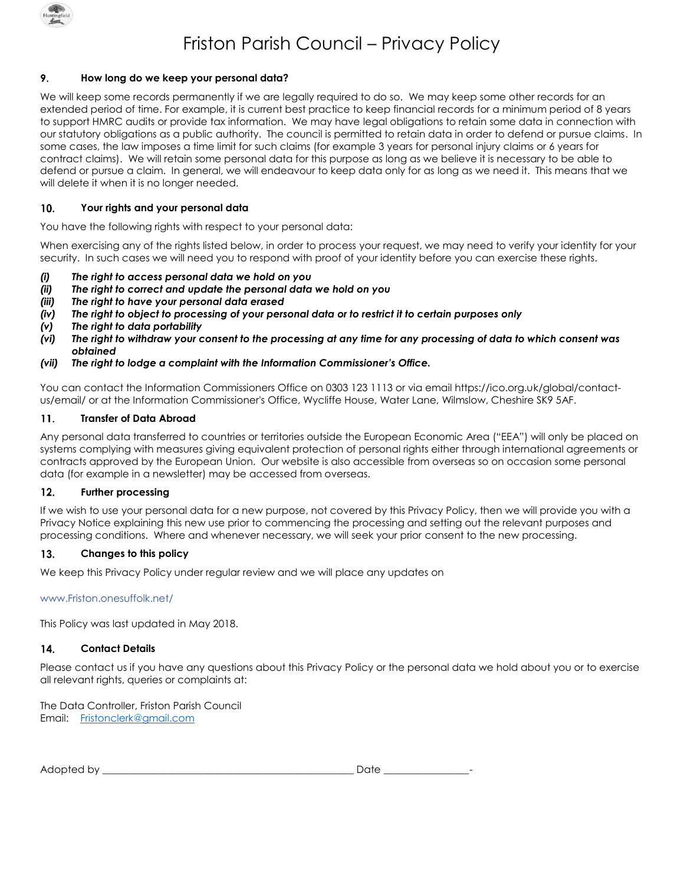# Friston Parish Council – Privacy Policy

## 9. How long do we keep your personal data?

We will keep some records permanently if we are legally required to do so. We may keep some other records for an extended period of time. For example, it is current best practice to keep financial records for a minimum period of 8 years to support HMRC audits or provide tax information. We may have legal obligations to retain some data in connection with our statutory obligations as a public authority. The council is permitted to retain data in order to defend or pursue claims. In some cases, the law imposes a time limit for such claims (for example 3 years for personal injury claims or 6 years for contract claims). We will retain some personal data for this purpose as long as we believe it is necessary to be able to defend or pursue a claim. In general, we will endeavour to keep data only for as long as we need it. This means that we will delete it when it is no longer needed.

## 10. Your rights and your personal data

You have the following rights with respect to your personal data:

When exercising any of the rights listed below, in order to process your request, we may need to verify your identity for your security. In such cases we will need you to respond with proof of your identity before you can exercise these rights.

- ***(i) The right to access personal data we hold on you***
- ***(ii) The right to correct and update the personal data we hold on you***
- ***(iii) The right to have your personal data erased***
- ***(iv) The right to object to processing of your personal data or to restrict it to certain purposes only***
- ***(v) The right to data portability***
- ***(vi) The right to withdraw your consent to the processing at any time for any processing of data to which consent was obtained***
- ***(vii) The right to lodge a complaint with the Information Commissioner's Office.***

You can contact the Information Commissioners Office on 0303 123 1113 or via email https://ico.org.uk/global/contact-us/email/ or at the Information Commissioner's Office, Wycliffe House, Water Lane, Wilmslow, Cheshire SK9 5AF.

## 11. Transfer of Data Abroad

Any personal data transferred to countries or territories outside the European Economic Area ("EEA") will only be placed on systems complying with measures giving equivalent protection of personal rights either through international agreements or contracts approved by the European Union. Our website is also accessible from overseas so on occasion some personal data (for example in a newsletter) may be accessed from overseas.

## 12. Further processing

If we wish to use your personal data for a new purpose, not covered by this Privacy Policy, then we will provide you with a Privacy Notice explaining this new use prior to commencing the processing and setting out the relevant purposes and processing conditions. Where and whenever necessary, we will seek your prior consent to the new processing.

## 13. Changes to this policy

We keep this Privacy Policy under regular review and we will place any updates on

www.Friston.onesuffolk.net/

This Policy was last updated in May 2018.

## 14. Contact Details

Please contact us if you have any questions about this Privacy Policy or the personal data we hold about you or to exercise all relevant rights, queries or complaints at:

The Data Controller, Friston Parish Council
Email: Fristonclerk@gmail.com

Adopted by ________________________________________________ Date ________________-